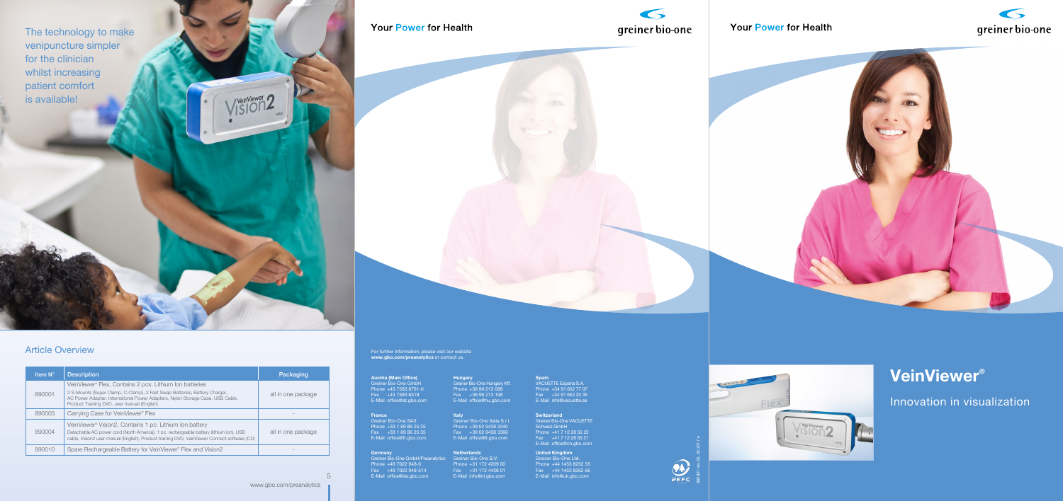The technology to make venipuncture simpler for the clinician whilst increasing patient comfort is available!

## Article Overview

| Item N° | Description | Packaging |
|---|---|---|
| 890001 | VeinViewer® Flex, Contains 2 pcs. Lithium Ion batteries<br>2 S-Mounts (Super Clamp, C-Clamp), 2 Fast Swap Batteries, Battery Charger, AC Power Adapter, International Power Adapters, Nylon Storage Case, USB Cable, Product Training DVD, user manual (English) | all in one package |
| 890003 | Carrying Case for VeinViewer® Flex | - |
| 890004 | VeinViewer® Vision2, Contains 1 pc. Lithium Ion battery<br>Detachable AC power cord (North America), 1 pc. rechargeable battery (lithium ion), USB cable, Vision2 user manual (English), Product training DVD, VeinViewer Connect software (CD) | all in one package |
| 890010 | Spare Rechargeable Battery for VeinViewer® Flex and Vision2 | - |

www.gbo.com/preanalytics

Your **Power** for Health

greiner bio-one

For further information, please visit our website **www.gbo.com/preanalytics** or contact us.

**Austria (Main Office)**
Greiner Bio-One GmbH
Phone +43 7583 6791-0
Fax +43 7583 6318
E-Mail office@at.gbo.com

**France**
Greiner Bio-One SAS
Phone +33 1 69 86 25 25
Fax +33 1 69 86 25 35
E-Mail office@fr.gbo.com

**Germany**
Greiner Bio-One GmbH/Preanalytics
Phone +49 7022 948-0
Fax +49 7022 948-514
E-Mail office@de.gbo.com

**Hungary**
Greiner Bio-One Hungary Kft.
Phone +36 96 213 088
Fax +36 96 213 198
E-Mail office@hu.gbo.com

**Italy**
Greiner Bio-One Italia S.r.l.
Phone +39 02 9438 3340
Fax +39 02 9438 3366
E-Mail office@it.gbo.com

**Netherlands**
Greiner Bio-One B.V.
Phone +31 172 4209 00
Fax +31 172 4438 01
E-Mail info@nl.gbo.com

**Spain**
VACUETTE España S.A.
Phone +34 91 652 77 07
Fax +34 91 652 33 35
E-Mail info@vacuette.es

**Switzerland**
Greiner Bio-One VACUETTE Schweiz GmbH
Phone +41 7 12 28 55 22
Fax +41 7 12 28 55 21
E-Mail office@ch.gbo.com

**United Kingdom**
Greiner Bio-One Ltd.
Phone +44 1453 8252 55
Fax +44 1453 8262 66
E-Mail info@uk.gbo.com

980321 rev. 00, 02_2017 e

Your **Power** for Health

greiner bio-one

# VeinViewer®

## Innovation in visualization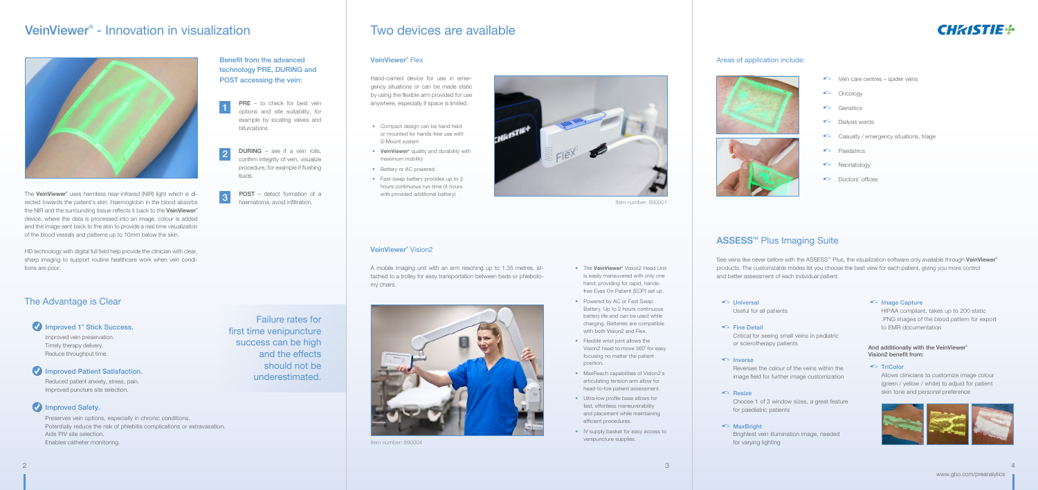# VeinViewer® - Innovation in visualization

The **VeinViewer®** uses harmless near-infrared (NIR) light which is directed towards the patient's skin. Haemoglobin in the blood absorbs the NIR and the surrounding tissue reflects it back to the **VeinViewer®** device, where the data is processed into an image, colour is added and the image sent back to the skin to provide a real time visualization of the blood vessels and patterns up to 10mm below the skin.

HD technology with digital full field help provide the clinician with clear, sharp imaging to support routine healthcare work when vein conditions are poor.

### Benefit from the advanced technology PRE, DURING and POST accessing the vein:

1. **PRE** – to check for best vein options and site suitability, for example by locating valves and bifurcations.
2. **DURING** – see if a vein rolls, confirm integrity of vein, visualize procedure, for example if flushing fluids.
3. **POST** – detect formation of a haematoma, avoid infiltration.

## The Advantage is Clear

**Improved 1st Stick Success.**
Improved vein preservation.
Timely therapy delivery.
Reduce throughput time.

**Improved Patient Satisfaction.**
Reduced patient anxiety, stress, pain.
Improved puncture site selection.

**Improved Safety.**
Preserves vein options, especially in chronic conditions.
Potentially reduce the risk of phlebitis complications or extravasation.
Aids PIV site selection.
Enables catheter monitoring.

Failure rates for first time venipuncture success can be high and the effects should not be underestimated.

# Two devices are available

### VeinViewer® Flex

Hand-carried device for use in emergency situations or can be made static by using the flexible arm provided for use anywhere, especially if space is limited.

- Compact design can be hand held or mounted for hands-free use with S-Mount system
- **VeinViewer®** quality and durability with maximum mobility
- Battery or AC powered
- Fast-swap battery provides up to 2 hours continuous run time (4 hours with provided additional battery)

Item number: 890001

### VeinViewer® Vision2

A mobile imaging unit with an arm reaching up to 1.35 metres, attached to a trolley for easy transportation between beds or phlebotomy chairs.

Item number: 890004

- The **VeinViewer®** Vision2 Head Unit is easily maneuvered with only one hand; providing for rapid, hands-free Eyes On Patient (EOP) set up.
- Powered by AC or Fast Swap Battery. Up to 2 hours continuous battery life and can be used while charging. Batteries are compatible with both Vision2 and Flex.
- Flexible wrist joint allows the Vision2 head to move 360° for easy focusing no matter the patient position.
- MaxReach capabilities of Vision2's articulating tension arm allow for head-to-toe patient assessment.
- Ultra-low profile base allows for fast, effortless maneuverability and placement while maintaining efficient procedures.
- IV supply basket for easy access to venipuncture supplies.

### Areas of application include:

- Vein care centres – spider veins
- Oncology
- Geriatrics
- Dialysis wards
- Casualty / emergency situations, triage
- Paedatrics
- Neonatology
- Doctors' offices

## ASSESS™ Plus Imaging Suite

See veins like never before with the ASSESS™ Plus, the visualization software only available through **VeinViewer®** products. The customizable modes let you choose the best view for each patient, giving you more control and better assessment of each individual patient.

- **Universal**
  Useful for all patients
- **Fine Detail**
  Critical for seeing small veins in pediatric or sclerotherapy patients
- **Inverse**
  Reverses the colour of the veins within the image field for further image customization
- **Resize**
  Choose 1 of 3 window sizes, a great feature for paediatric patients
- **MaxBright**
  Brightest vein illumination image, needed for varying lighting
- **Image Capture**
  HIPAA compliant, takes up to 200 static .PNG images of the blood pattern for export to EMR documentation

**And additionally with the VeinViewer® Vision2 benefit from:**

- **TriColor**
  Allows clinicians to customize image colour (green / yellow / white) to adjust for patient skin tone and personal preference

www.gbo.com/preanalytics